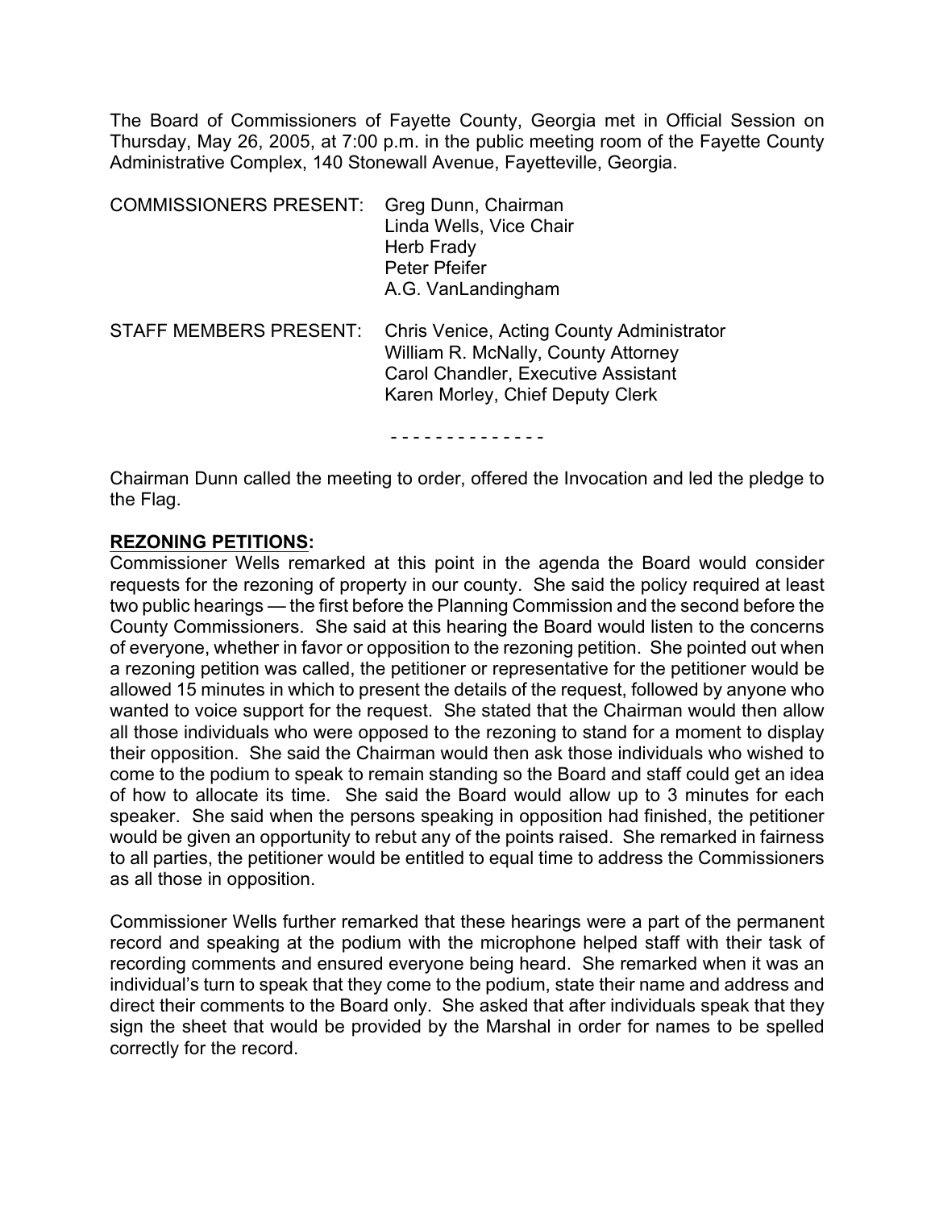The Board of Commissioners of Fayette County, Georgia met in Official Session on Thursday, May 26, 2005, at 7:00 p.m. in the public meeting room of the Fayette County Administrative Complex, 140 Stonewall Avenue, Fayetteville, Georgia.

| | |
|---|---|
| COMMISSIONERS PRESENT: | Greg Dunn, Chairman<br>Linda Wells, Vice Chair<br>Herb Frady<br>Peter Pfeifer<br>A.G. VanLandingham |
| STAFF MEMBERS PRESENT: | Chris Venice, Acting County Administrator<br>William R. McNally, County Attorney<br>Carol Chandler, Executive Assistant<br>Karen Morley, Chief Deputy Clerk |

- - - - - - - - - - - - - -

Chairman Dunn called the meeting to order, offered the Invocation and led the pledge to the Flag.

**REZONING PETITIONS:**

Commissioner Wells remarked at this point in the agenda the Board would consider requests for the rezoning of property in our county. She said the policy required at least two public hearings — the first before the Planning Commission and the second before the County Commissioners. She said at this hearing the Board would listen to the concerns of everyone, whether in favor or opposition to the rezoning petition. She pointed out when a rezoning petition was called, the petitioner or representative for the petitioner would be allowed 15 minutes in which to present the details of the request, followed by anyone who wanted to voice support for the request. She stated that the Chairman would then allow all those individuals who were opposed to the rezoning to stand for a moment to display their opposition. She said the Chairman would then ask those individuals who wished to come to the podium to speak to remain standing so the Board and staff could get an idea of how to allocate its time. She said the Board would allow up to 3 minutes for each speaker. She said when the persons speaking in opposition had finished, the petitioner would be given an opportunity to rebut any of the points raised. She remarked in fairness to all parties, the petitioner would be entitled to equal time to address the Commissioners as all those in opposition.

Commissioner Wells further remarked that these hearings were a part of the permanent record and speaking at the podium with the microphone helped staff with their task of recording comments and ensured everyone being heard. She remarked when it was an individual's turn to speak that they come to the podium, state their name and address and direct their comments to the Board only. She asked that after individuals speak that they sign the sheet that would be provided by the Marshal in order for names to be spelled correctly for the record.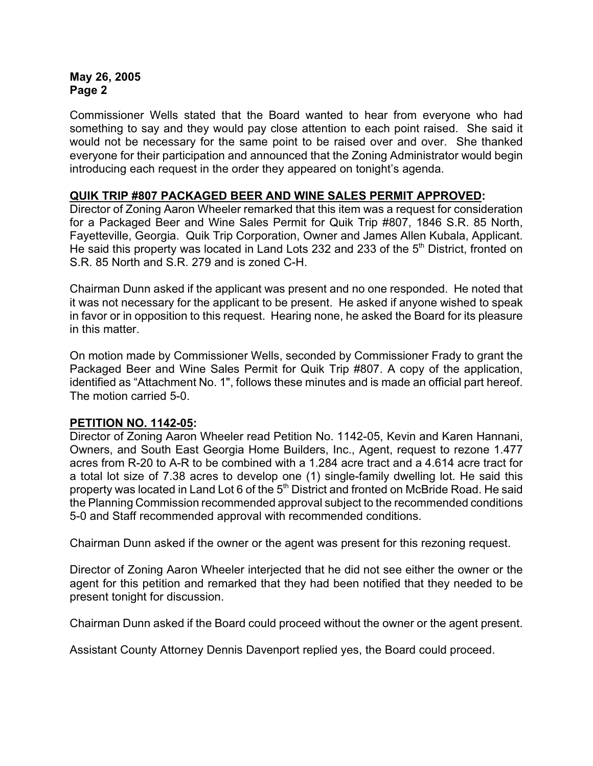Commissioner Wells stated that the Board wanted to hear from everyone who had something to say and they would pay close attention to each point raised. She said it would not be necessary for the same point to be raised over and over. She thanked everyone for their participation and announced that the Zoning Administrator would begin introducing each request in the order they appeared on tonight's agenda.

**QUIK TRIP #807 PACKAGED BEER AND WINE SALES PERMIT APPROVED:**

Director of Zoning Aaron Wheeler remarked that this item was a request for consideration for a Packaged Beer and Wine Sales Permit for Quik Trip #807, 1846 S.R. 85 North, Fayetteville, Georgia. Quik Trip Corporation, Owner and James Allen Kubala, Applicant. He said this property was located in Land Lots 232 and 233 of the 5th District, fronted on S.R. 85 North and S.R. 279 and is zoned C-H.

Chairman Dunn asked if the applicant was present and no one responded. He noted that it was not necessary for the applicant to be present. He asked if anyone wished to speak in favor or in opposition to this request. Hearing none, he asked the Board for its pleasure in this matter.

On motion made by Commissioner Wells, seconded by Commissioner Frady to grant the Packaged Beer and Wine Sales Permit for Quik Trip #807. A copy of the application, identified as "Attachment No. 1", follows these minutes and is made an official part hereof. The motion carried 5-0.

**PETITION NO. 1142-05:**

Director of Zoning Aaron Wheeler read Petition No. 1142-05, Kevin and Karen Hannani, Owners, and South East Georgia Home Builders, Inc., Agent, request to rezone 1.477 acres from R-20 to A-R to be combined with a 1.284 acre tract and a 4.614 acre tract for a total lot size of 7.38 acres to develop one (1) single-family dwelling lot. He said this property was located in Land Lot 6 of the 5th District and fronted on McBride Road. He said the Planning Commission recommended approval subject to the recommended conditions 5-0 and Staff recommended approval with recommended conditions.

Chairman Dunn asked if the owner or the agent was present for this rezoning request.

Director of Zoning Aaron Wheeler interjected that he did not see either the owner or the agent for this petition and remarked that they had been notified that they needed to be present tonight for discussion.

Chairman Dunn asked if the Board could proceed without the owner or the agent present.

Assistant County Attorney Dennis Davenport replied yes, the Board could proceed.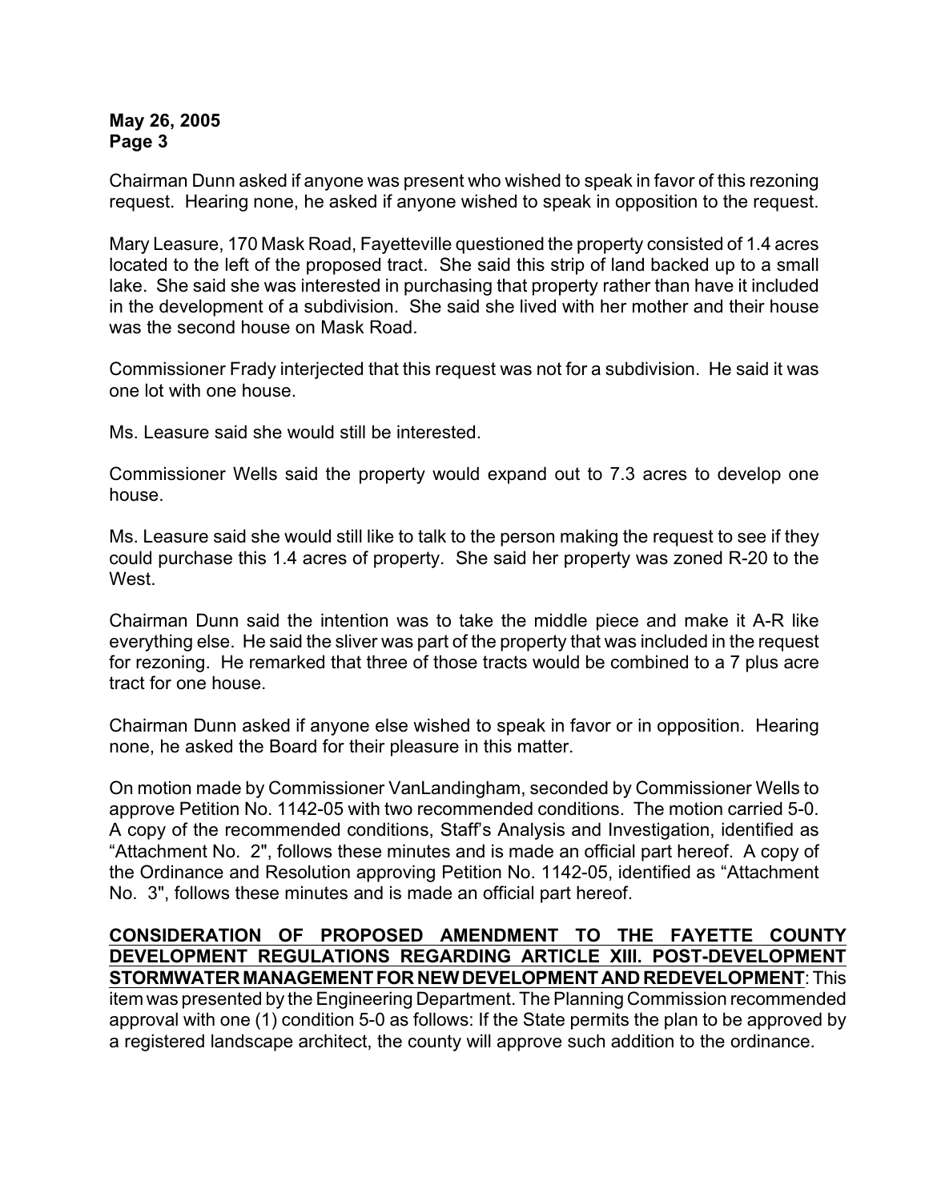Chairman Dunn asked if anyone was present who wished to speak in favor of this rezoning request. Hearing none, he asked if anyone wished to speak in opposition to the request.

Mary Leasure, 170 Mask Road, Fayetteville questioned the property consisted of 1.4 acres located to the left of the proposed tract. She said this strip of land backed up to a small lake. She said she was interested in purchasing that property rather than have it included in the development of a subdivision. She said she lived with her mother and their house was the second house on Mask Road.

Commissioner Frady interjected that this request was not for a subdivision. He said it was one lot with one house.

Ms. Leasure said she would still be interested.

Commissioner Wells said the property would expand out to 7.3 acres to develop one house.

Ms. Leasure said she would still like to talk to the person making the request to see if they could purchase this 1.4 acres of property. She said her property was zoned R-20 to the West.

Chairman Dunn said the intention was to take the middle piece and make it A-R like everything else. He said the sliver was part of the property that was included in the request for rezoning. He remarked that three of those tracts would be combined to a 7 plus acre tract for one house.

Chairman Dunn asked if anyone else wished to speak in favor or in opposition. Hearing none, he asked the Board for their pleasure in this matter.

On motion made by Commissioner VanLandingham, seconded by Commissioner Wells to approve Petition No. 1142-05 with two recommended conditions. The motion carried 5-0. A copy of the recommended conditions, Staff's Analysis and Investigation, identified as "Attachment No. 2", follows these minutes and is made an official part hereof. A copy of the Ordinance and Resolution approving Petition No. 1142-05, identified as "Attachment No. 3", follows these minutes and is made an official part hereof.

**CONSIDERATION OF PROPOSED AMENDMENT TO THE FAYETTE COUNTY DEVELOPMENT REGULATIONS REGARDING ARTICLE XIII. POST-DEVELOPMENT STORMWATER MANAGEMENT FOR NEW DEVELOPMENT AND REDEVELOPMENT**: This item was presented by the Engineering Department. The Planning Commission recommended approval with one (1) condition 5-0 as follows: If the State permits the plan to be approved by a registered landscape architect, the county will approve such addition to the ordinance.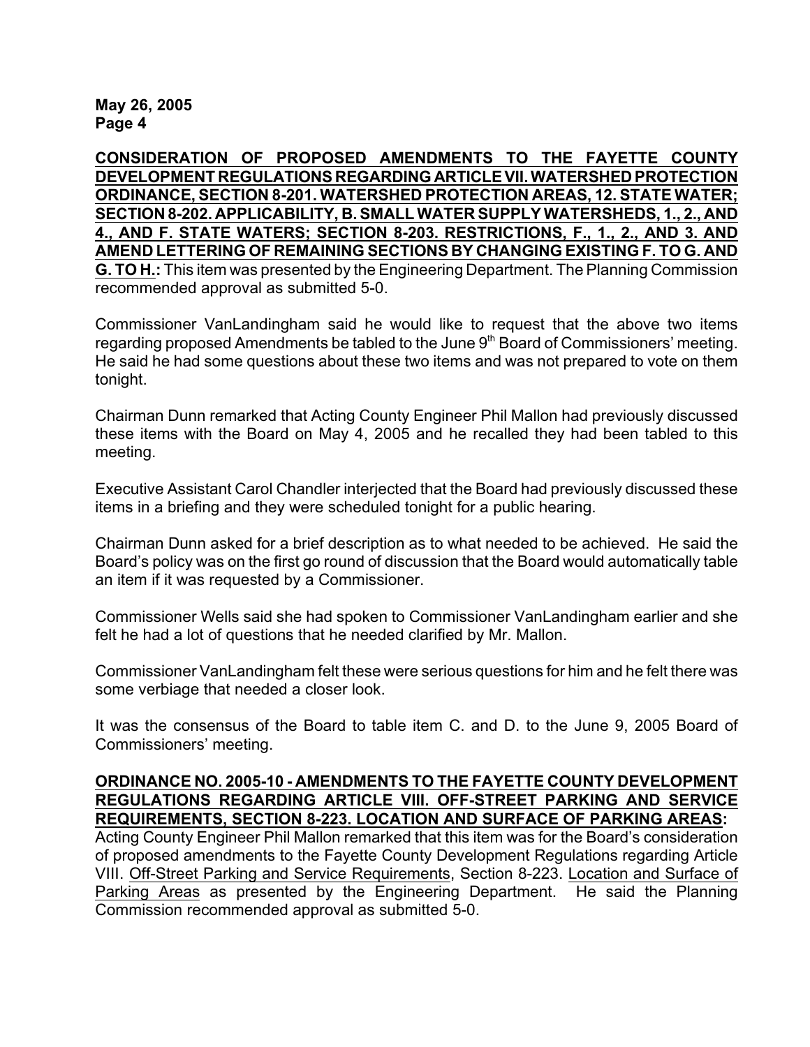**CONSIDERATION OF PROPOSED AMENDMENTS TO THE FAYETTE COUNTY DEVELOPMENT REGULATIONS REGARDING ARTICLE VII. WATERSHED PROTECTION ORDINANCE, SECTION 8-201. WATERSHED PROTECTION AREAS, 12. STATE WATER; SECTION 8-202. APPLICABILITY, B. SMALL WATER SUPPLY WATERSHEDS, 1., 2., AND 4., AND F. STATE WATERS; SECTION 8-203. RESTRICTIONS, F., 1., 2., AND 3. AND AMEND LETTERING OF REMAINING SECTIONS BY CHANGING EXISTING F. TO G. AND G. TO H.:** This item was presented by the Engineering Department. The Planning Commission recommended approval as submitted 5-0.

Commissioner VanLandingham said he would like to request that the above two items regarding proposed Amendments be tabled to the June 9th Board of Commissioners' meeting. He said he had some questions about these two items and was not prepared to vote on them tonight.

Chairman Dunn remarked that Acting County Engineer Phil Mallon had previously discussed these items with the Board on May 4, 2005 and he recalled they had been tabled to this meeting.

Executive Assistant Carol Chandler interjected that the Board had previously discussed these items in a briefing and they were scheduled tonight for a public hearing.

Chairman Dunn asked for a brief description as to what needed to be achieved. He said the Board's policy was on the first go round of discussion that the Board would automatically table an item if it was requested by a Commissioner.

Commissioner Wells said she had spoken to Commissioner VanLandingham earlier and she felt he had a lot of questions that he needed clarified by Mr. Mallon.

Commissioner VanLandingham felt these were serious questions for him and he felt there was some verbiage that needed a closer look.

It was the consensus of the Board to table item C. and D. to the June 9, 2005 Board of Commissioners' meeting.

**ORDINANCE NO. 2005-10 - AMENDMENTS TO THE FAYETTE COUNTY DEVELOPMENT REGULATIONS REGARDING ARTICLE VIII. OFF-STREET PARKING AND SERVICE REQUIREMENTS, SECTION 8-223. LOCATION AND SURFACE OF PARKING AREAS:** Acting County Engineer Phil Mallon remarked that this item was for the Board's consideration of proposed amendments to the Fayette County Development Regulations regarding Article VIII. Off-Street Parking and Service Requirements, Section 8-223. Location and Surface of Parking Areas as presented by the Engineering Department. He said the Planning Commission recommended approval as submitted 5-0.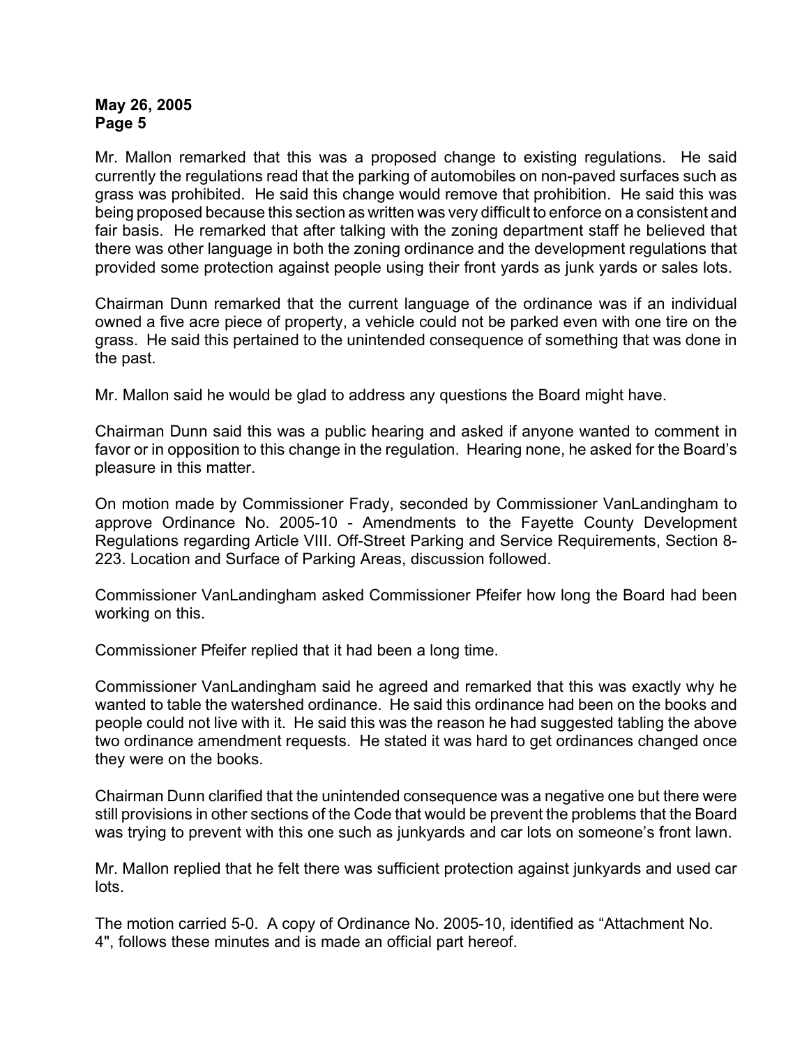Mr. Mallon remarked that this was a proposed change to existing regulations. He said currently the regulations read that the parking of automobiles on non-paved surfaces such as grass was prohibited. He said this change would remove that prohibition. He said this was being proposed because this section as written was very difficult to enforce on a consistent and fair basis. He remarked that after talking with the zoning department staff he believed that there was other language in both the zoning ordinance and the development regulations that provided some protection against people using their front yards as junk yards or sales lots.

Chairman Dunn remarked that the current language of the ordinance was if an individual owned a five acre piece of property, a vehicle could not be parked even with one tire on the grass. He said this pertained to the unintended consequence of something that was done in the past.

Mr. Mallon said he would be glad to address any questions the Board might have.

Chairman Dunn said this was a public hearing and asked if anyone wanted to comment in favor or in opposition to this change in the regulation. Hearing none, he asked for the Board's pleasure in this matter.

On motion made by Commissioner Frady, seconded by Commissioner VanLandingham to approve Ordinance No. 2005-10 - Amendments to the Fayette County Development Regulations regarding Article VIII. Off-Street Parking and Service Requirements, Section 8-223. Location and Surface of Parking Areas, discussion followed.

Commissioner VanLandingham asked Commissioner Pfeifer how long the Board had been working on this.

Commissioner Pfeifer replied that it had been a long time.

Commissioner VanLandingham said he agreed and remarked that this was exactly why he wanted to table the watershed ordinance. He said this ordinance had been on the books and people could not live with it. He said this was the reason he had suggested tabling the above two ordinance amendment requests. He stated it was hard to get ordinances changed once they were on the books.

Chairman Dunn clarified that the unintended consequence was a negative one but there were still provisions in other sections of the Code that would be prevent the problems that the Board was trying to prevent with this one such as junkyards and car lots on someone's front lawn.

Mr. Mallon replied that he felt there was sufficient protection against junkyards and used car lots.

The motion carried 5-0. A copy of Ordinance No. 2005-10, identified as "Attachment No. 4", follows these minutes and is made an official part hereof.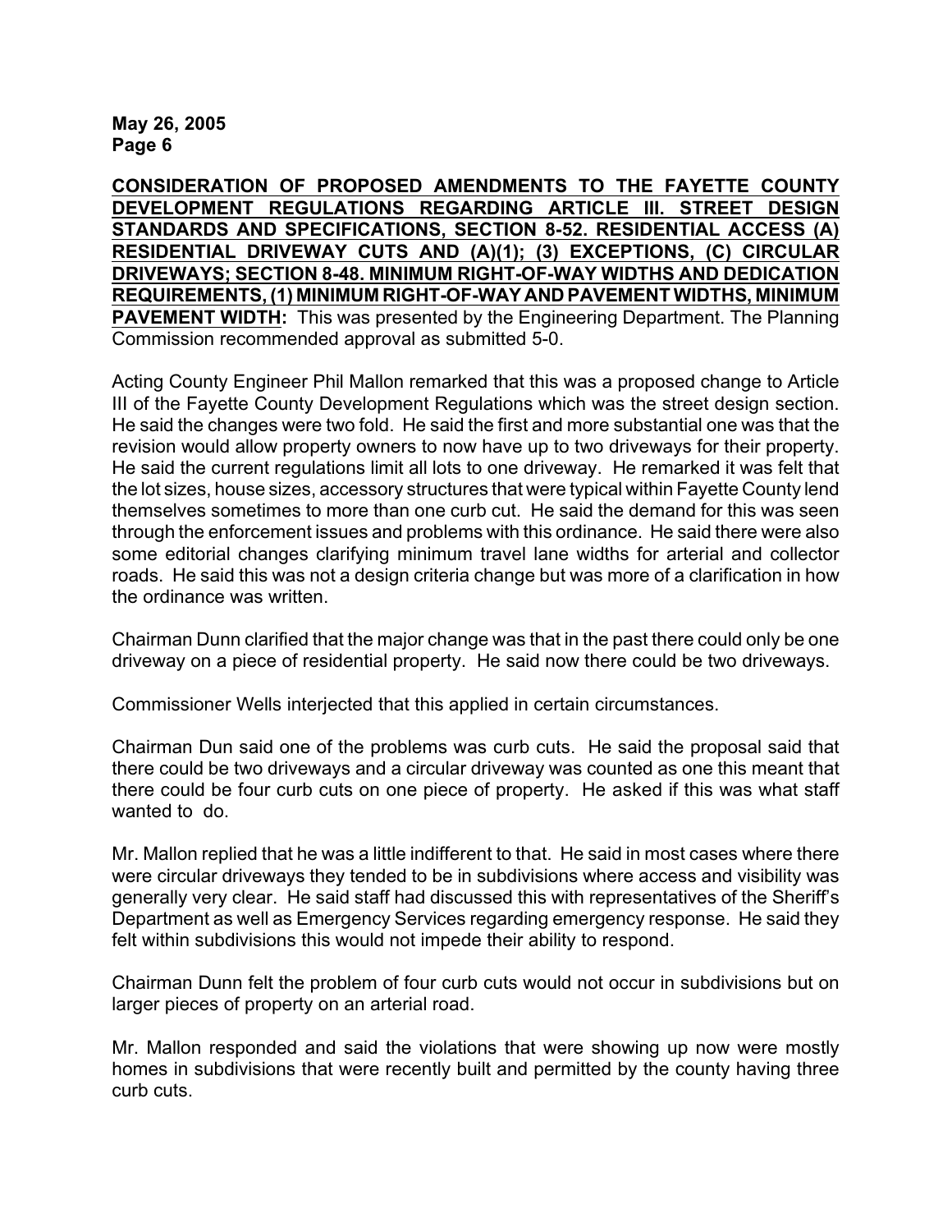**CONSIDERATION OF PROPOSED AMENDMENTS TO THE FAYETTE COUNTY DEVELOPMENT REGULATIONS REGARDING ARTICLE III. STREET DESIGN STANDARDS AND SPECIFICATIONS, SECTION 8-52. RESIDENTIAL ACCESS (A) RESIDENTIAL DRIVEWAY CUTS AND (A)(1); (3) EXCEPTIONS, (C) CIRCULAR DRIVEWAYS; SECTION 8-48. MINIMUM RIGHT-OF-WAY WIDTHS AND DEDICATION REQUIREMENTS, (1) MINIMUM RIGHT-OF-WAY AND PAVEMENT WIDTHS, MINIMUM PAVEMENT WIDTH:** This was presented by the Engineering Department. The Planning Commission recommended approval as submitted 5-0.

Acting County Engineer Phil Mallon remarked that this was a proposed change to Article III of the Fayette County Development Regulations which was the street design section. He said the changes were two fold. He said the first and more substantial one was that the revision would allow property owners to now have up to two driveways for their property. He said the current regulations limit all lots to one driveway. He remarked it was felt that the lot sizes, house sizes, accessory structures that were typical within Fayette County lend themselves sometimes to more than one curb cut. He said the demand for this was seen through the enforcement issues and problems with this ordinance. He said there were also some editorial changes clarifying minimum travel lane widths for arterial and collector roads. He said this was not a design criteria change but was more of a clarification in how the ordinance was written.

Chairman Dunn clarified that the major change was that in the past there could only be one driveway on a piece of residential property. He said now there could be two driveways.

Commissioner Wells interjected that this applied in certain circumstances.

Chairman Dun said one of the problems was curb cuts. He said the proposal said that there could be two driveways and a circular driveway was counted as one this meant that there could be four curb cuts on one piece of property. He asked if this was what staff wanted to do.

Mr. Mallon replied that he was a little indifferent to that. He said in most cases where there were circular driveways they tended to be in subdivisions where access and visibility was generally very clear. He said staff had discussed this with representatives of the Sheriff's Department as well as Emergency Services regarding emergency response. He said they felt within subdivisions this would not impede their ability to respond.

Chairman Dunn felt the problem of four curb cuts would not occur in subdivisions but on larger pieces of property on an arterial road.

Mr. Mallon responded and said the violations that were showing up now were mostly homes in subdivisions that were recently built and permitted by the county having three curb cuts.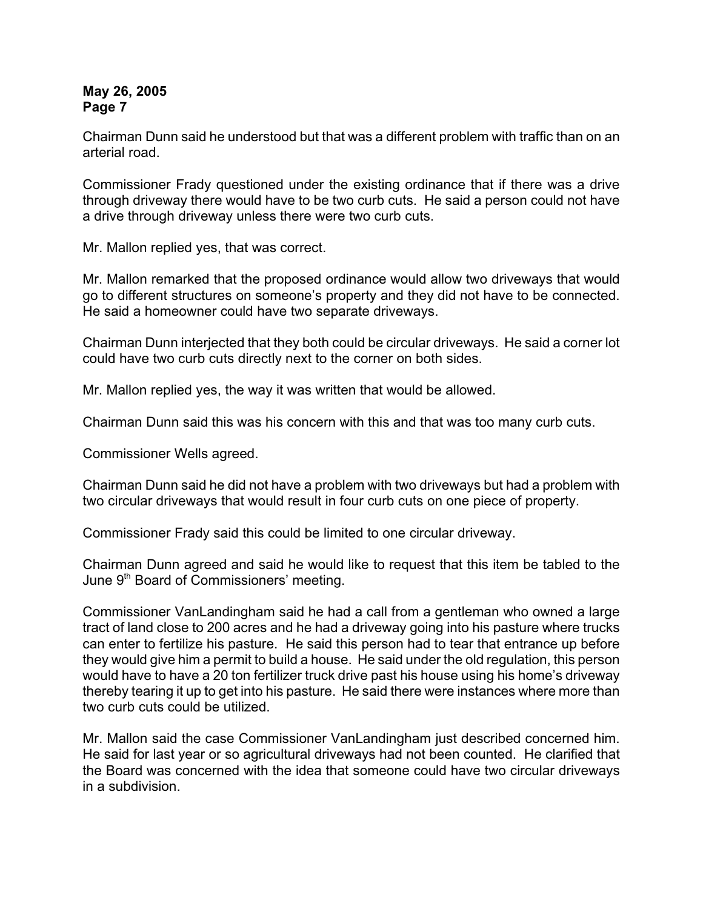Chairman Dunn said he understood but that was a different problem with traffic than on an arterial road.

Commissioner Frady questioned under the existing ordinance that if there was a drive through driveway there would have to be two curb cuts. He said a person could not have a drive through driveway unless there were two curb cuts.

Mr. Mallon replied yes, that was correct.

Mr. Mallon remarked that the proposed ordinance would allow two driveways that would go to different structures on someone's property and they did not have to be connected. He said a homeowner could have two separate driveways.

Chairman Dunn interjected that they both could be circular driveways. He said a corner lot could have two curb cuts directly next to the corner on both sides.

Mr. Mallon replied yes, the way it was written that would be allowed.

Chairman Dunn said this was his concern with this and that was too many curb cuts.

Commissioner Wells agreed.

Chairman Dunn said he did not have a problem with two driveways but had a problem with two circular driveways that would result in four curb cuts on one piece of property.

Commissioner Frady said this could be limited to one circular driveway.

Chairman Dunn agreed and said he would like to request that this item be tabled to the June 9th Board of Commissioners' meeting.

Commissioner VanLandingham said he had a call from a gentleman who owned a large tract of land close to 200 acres and he had a driveway going into his pasture where trucks can enter to fertilize his pasture. He said this person had to tear that entrance up before they would give him a permit to build a house. He said under the old regulation, this person would have to have a 20 ton fertilizer truck drive past his house using his home's driveway thereby tearing it up to get into his pasture. He said there were instances where more than two curb cuts could be utilized.

Mr. Mallon said the case Commissioner VanLandingham just described concerned him. He said for last year or so agricultural driveways had not been counted. He clarified that the Board was concerned with the idea that someone could have two circular driveways in a subdivision.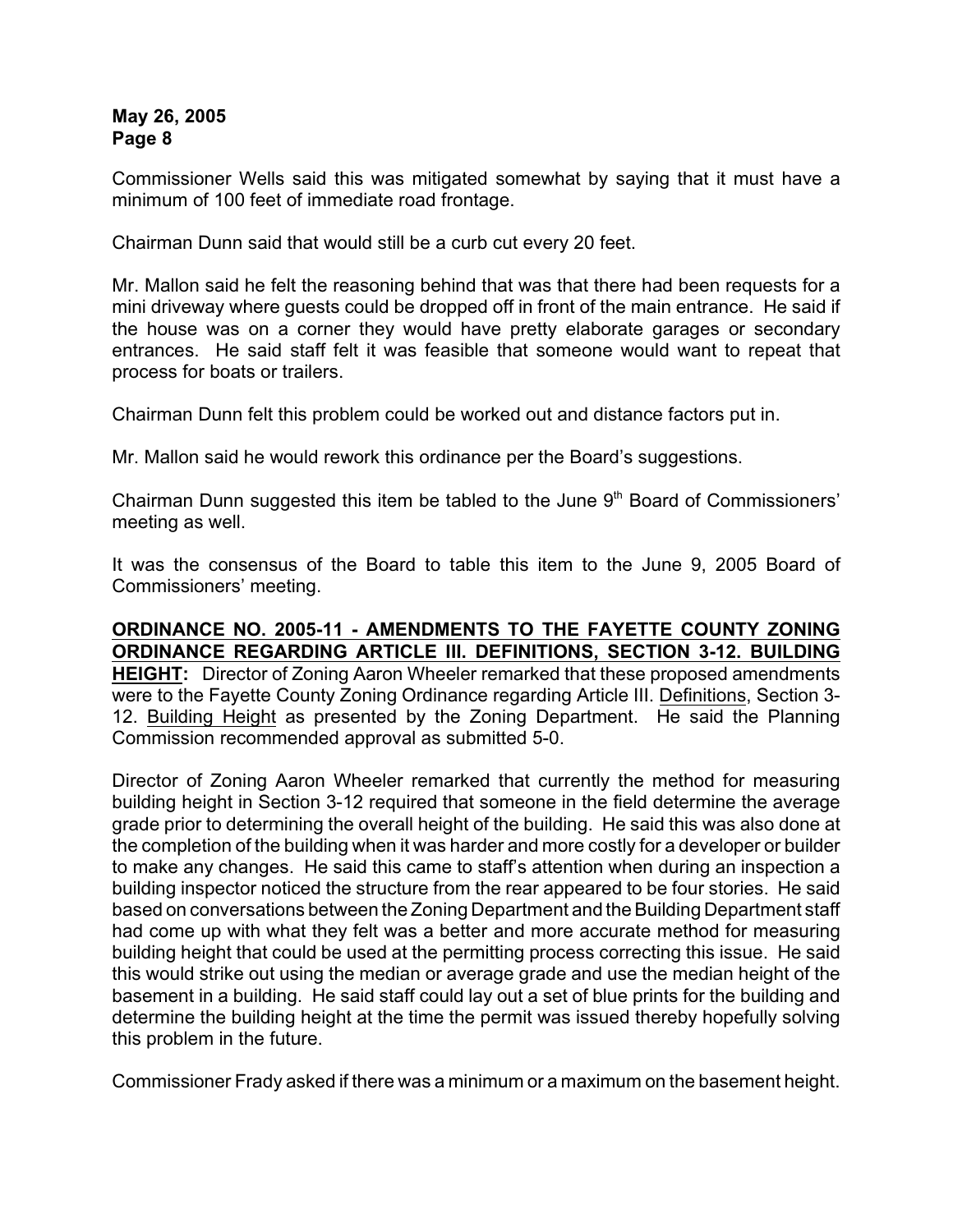Commissioner Wells said this was mitigated somewhat by saying that it must have a minimum of 100 feet of immediate road frontage.

Chairman Dunn said that would still be a curb cut every 20 feet.

Mr. Mallon said he felt the reasoning behind that was that there had been requests for a mini driveway where guests could be dropped off in front of the main entrance. He said if the house was on a corner they would have pretty elaborate garages or secondary entrances. He said staff felt it was feasible that someone would want to repeat that process for boats or trailers.

Chairman Dunn felt this problem could be worked out and distance factors put in.

Mr. Mallon said he would rework this ordinance per the Board's suggestions.

Chairman Dunn suggested this item be tabled to the June 9th Board of Commissioners' meeting as well.

It was the consensus of the Board to table this item to the June 9, 2005 Board of Commissioners' meeting.

**ORDINANCE NO. 2005-11 - AMENDMENTS TO THE FAYETTE COUNTY ZONING ORDINANCE REGARDING ARTICLE III. DEFINITIONS, SECTION 3-12. BUILDING HEIGHT:** Director of Zoning Aaron Wheeler remarked that these proposed amendments were to the Fayette County Zoning Ordinance regarding Article III. Definitions, Section 3-12. Building Height as presented by the Zoning Department. He said the Planning Commission recommended approval as submitted 5-0.

Director of Zoning Aaron Wheeler remarked that currently the method for measuring building height in Section 3-12 required that someone in the field determine the average grade prior to determining the overall height of the building. He said this was also done at the completion of the building when it was harder and more costly for a developer or builder to make any changes. He said this came to staff's attention when during an inspection a building inspector noticed the structure from the rear appeared to be four stories. He said based on conversations between the Zoning Department and the Building Department staff had come up with what they felt was a better and more accurate method for measuring building height that could be used at the permitting process correcting this issue. He said this would strike out using the median or average grade and use the median height of the basement in a building. He said staff could lay out a set of blue prints for the building and determine the building height at the time the permit was issued thereby hopefully solving this problem in the future.

Commissioner Frady asked if there was a minimum or a maximum on the basement height.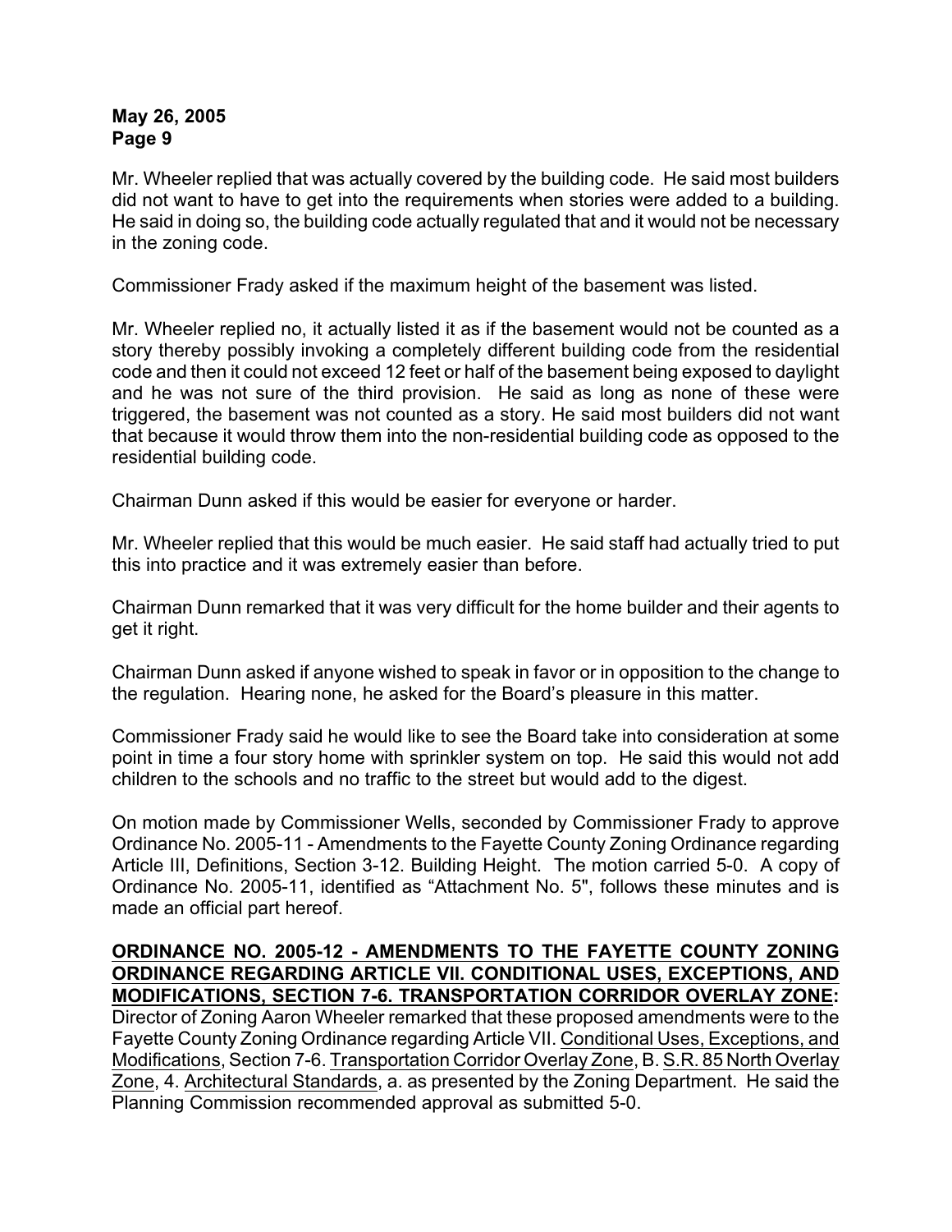Mr. Wheeler replied that was actually covered by the building code. He said most builders did not want to have to get into the requirements when stories were added to a building. He said in doing so, the building code actually regulated that and it would not be necessary in the zoning code.

Commissioner Frady asked if the maximum height of the basement was listed.

Mr. Wheeler replied no, it actually listed it as if the basement would not be counted as a story thereby possibly invoking a completely different building code from the residential code and then it could not exceed 12 feet or half of the basement being exposed to daylight and he was not sure of the third provision. He said as long as none of these were triggered, the basement was not counted as a story. He said most builders did not want that because it would throw them into the non-residential building code as opposed to the residential building code.

Chairman Dunn asked if this would be easier for everyone or harder.

Mr. Wheeler replied that this would be much easier. He said staff had actually tried to put this into practice and it was extremely easier than before.

Chairman Dunn remarked that it was very difficult for the home builder and their agents to get it right.

Chairman Dunn asked if anyone wished to speak in favor or in opposition to the change to the regulation. Hearing none, he asked for the Board's pleasure in this matter.

Commissioner Frady said he would like to see the Board take into consideration at some point in time a four story home with sprinkler system on top. He said this would not add children to the schools and no traffic to the street but would add to the digest.

On motion made by Commissioner Wells, seconded by Commissioner Frady to approve Ordinance No. 2005-11 - Amendments to the Fayette County Zoning Ordinance regarding Article III, Definitions, Section 3-12. Building Height. The motion carried 5-0. A copy of Ordinance No. 2005-11, identified as "Attachment No. 5", follows these minutes and is made an official part hereof.

**ORDINANCE NO. 2005-12 - AMENDMENTS TO THE FAYETTE COUNTY ZONING ORDINANCE REGARDING ARTICLE VII. CONDITIONAL USES, EXCEPTIONS, AND MODIFICATIONS, SECTION 7-6. TRANSPORTATION CORRIDOR OVERLAY ZONE:** Director of Zoning Aaron Wheeler remarked that these proposed amendments were to the Fayette County Zoning Ordinance regarding Article VII. Conditional Uses, Exceptions, and Modifications, Section 7-6. Transportation Corridor Overlay Zone, B. S.R. 85 North Overlay Zone, 4. Architectural Standards, a. as presented by the Zoning Department. He said the Planning Commission recommended approval as submitted 5-0.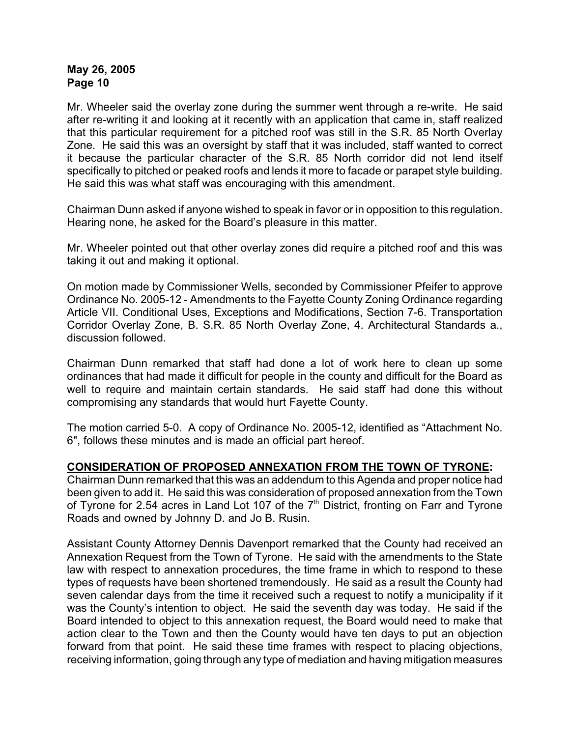Mr. Wheeler said the overlay zone during the summer went through a re-write. He said after re-writing it and looking at it recently with an application that came in, staff realized that this particular requirement for a pitched roof was still in the S.R. 85 North Overlay Zone. He said this was an oversight by staff that it was included, staff wanted to correct it because the particular character of the S.R. 85 North corridor did not lend itself specifically to pitched or peaked roofs and lends it more to facade or parapet style building. He said this was what staff was encouraging with this amendment.

Chairman Dunn asked if anyone wished to speak in favor or in opposition to this regulation. Hearing none, he asked for the Board's pleasure in this matter.

Mr. Wheeler pointed out that other overlay zones did require a pitched roof and this was taking it out and making it optional.

On motion made by Commissioner Wells, seconded by Commissioner Pfeifer to approve Ordinance No. 2005-12 - Amendments to the Fayette County Zoning Ordinance regarding Article VII. Conditional Uses, Exceptions and Modifications, Section 7-6. Transportation Corridor Overlay Zone, B. S.R. 85 North Overlay Zone, 4. Architectural Standards a., discussion followed.

Chairman Dunn remarked that staff had done a lot of work here to clean up some ordinances that had made it difficult for people in the county and difficult for the Board as well to require and maintain certain standards. He said staff had done this without compromising any standards that would hurt Fayette County.

The motion carried 5-0. A copy of Ordinance No. 2005-12, identified as "Attachment No. 6", follows these minutes and is made an official part hereof.

**CONSIDERATION OF PROPOSED ANNEXATION FROM THE TOWN OF TYRONE:**

Chairman Dunn remarked that this was an addendum to this Agenda and proper notice had been given to add it. He said this was consideration of proposed annexation from the Town of Tyrone for 2.54 acres in Land Lot 107 of the 7th District, fronting on Farr and Tyrone Roads and owned by Johnny D. and Jo B. Rusin.

Assistant County Attorney Dennis Davenport remarked that the County had received an Annexation Request from the Town of Tyrone. He said with the amendments to the State law with respect to annexation procedures, the time frame in which to respond to these types of requests have been shortened tremendously. He said as a result the County had seven calendar days from the time it received such a request to notify a municipality if it was the County's intention to object. He said the seventh day was today. He said if the Board intended to object to this annexation request, the Board would need to make that action clear to the Town and then the County would have ten days to put an objection forward from that point. He said these time frames with respect to placing objections, receiving information, going through any type of mediation and having mitigation measures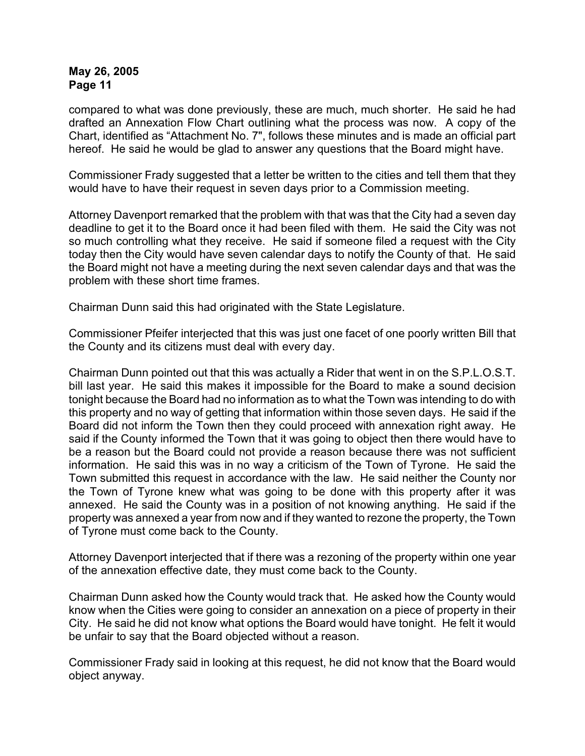compared to what was done previously, these are much, much shorter. He said he had drafted an Annexation Flow Chart outlining what the process was now. A copy of the Chart, identified as "Attachment No. 7", follows these minutes and is made an official part hereof. He said he would be glad to answer any questions that the Board might have.

Commissioner Frady suggested that a letter be written to the cities and tell them that they would have to have their request in seven days prior to a Commission meeting.

Attorney Davenport remarked that the problem with that was that the City had a seven day deadline to get it to the Board once it had been filed with them. He said the City was not so much controlling what they receive. He said if someone filed a request with the City today then the City would have seven calendar days to notify the County of that. He said the Board might not have a meeting during the next seven calendar days and that was the problem with these short time frames.

Chairman Dunn said this had originated with the State Legislature.

Commissioner Pfeifer interjected that this was just one facet of one poorly written Bill that the County and its citizens must deal with every day.

Chairman Dunn pointed out that this was actually a Rider that went in on the S.P.L.O.S.T. bill last year. He said this makes it impossible for the Board to make a sound decision tonight because the Board had no information as to what the Town was intending to do with this property and no way of getting that information within those seven days. He said if the Board did not inform the Town then they could proceed with annexation right away. He said if the County informed the Town that it was going to object then there would have to be a reason but the Board could not provide a reason because there was not sufficient information. He said this was in no way a criticism of the Town of Tyrone. He said the Town submitted this request in accordance with the law. He said neither the County nor the Town of Tyrone knew what was going to be done with this property after it was annexed. He said the County was in a position of not knowing anything. He said if the property was annexed a year from now and if they wanted to rezone the property, the Town of Tyrone must come back to the County.

Attorney Davenport interjected that if there was a rezoning of the property within one year of the annexation effective date, they must come back to the County.

Chairman Dunn asked how the County would track that. He asked how the County would know when the Cities were going to consider an annexation on a piece of property in their City. He said he did not know what options the Board would have tonight. He felt it would be unfair to say that the Board objected without a reason.

Commissioner Frady said in looking at this request, he did not know that the Board would object anyway.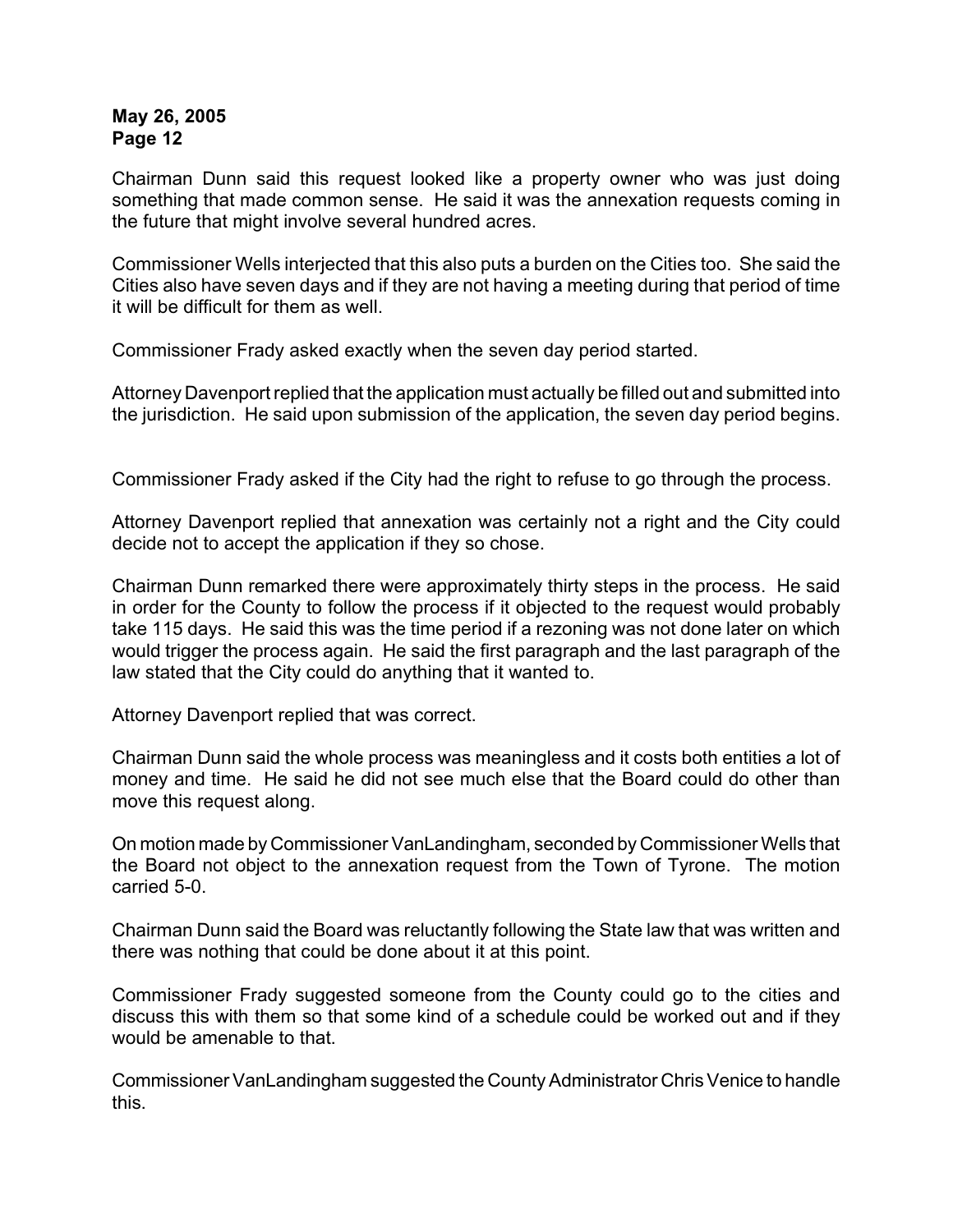Chairman Dunn said this request looked like a property owner who was just doing something that made common sense. He said it was the annexation requests coming in the future that might involve several hundred acres.

Commissioner Wells interjected that this also puts a burden on the Cities too. She said the Cities also have seven days and if they are not having a meeting during that period of time it will be difficult for them as well.

Commissioner Frady asked exactly when the seven day period started.

Attorney Davenport replied that the application must actually be filled out and submitted into the jurisdiction. He said upon submission of the application, the seven day period begins.

Commissioner Frady asked if the City had the right to refuse to go through the process.

Attorney Davenport replied that annexation was certainly not a right and the City could decide not to accept the application if they so chose.

Chairman Dunn remarked there were approximately thirty steps in the process. He said in order for the County to follow the process if it objected to the request would probably take 115 days. He said this was the time period if a rezoning was not done later on which would trigger the process again. He said the first paragraph and the last paragraph of the law stated that the City could do anything that it wanted to.

Attorney Davenport replied that was correct.

Chairman Dunn said the whole process was meaningless and it costs both entities a lot of money and time. He said he did not see much else that the Board could do other than move this request along.

On motion made by Commissioner VanLandingham, seconded by Commissioner Wells that the Board not object to the annexation request from the Town of Tyrone. The motion carried 5-0.

Chairman Dunn said the Board was reluctantly following the State law that was written and there was nothing that could be done about it at this point.

Commissioner Frady suggested someone from the County could go to the cities and discuss this with them so that some kind of a schedule could be worked out and if they would be amenable to that.

Commissioner VanLandingham suggested the County Administrator Chris Venice to handle this.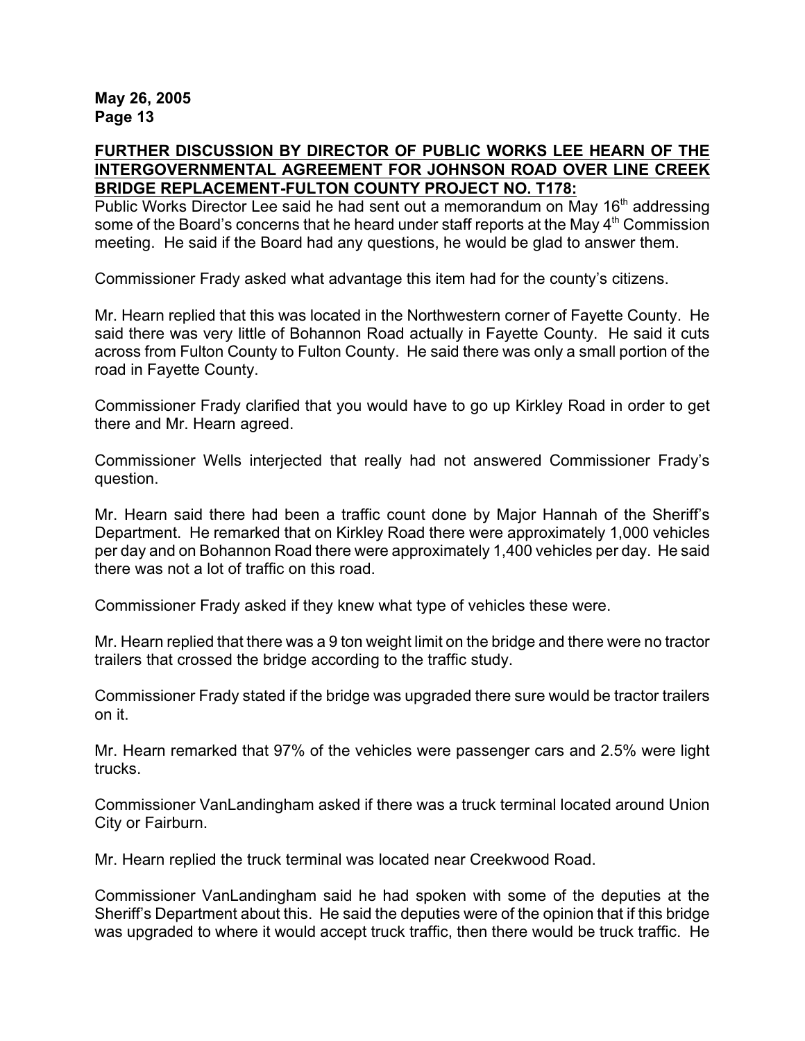**FURTHER DISCUSSION BY DIRECTOR OF PUBLIC WORKS LEE HEARN OF THE INTERGOVERNMENTAL AGREEMENT FOR JOHNSON ROAD OVER LINE CREEK BRIDGE REPLACEMENT-FULTON COUNTY PROJECT NO. T178:**

Public Works Director Lee said he had sent out a memorandum on May 16th addressing some of the Board's concerns that he heard under staff reports at the May 4th Commission meeting. He said if the Board had any questions, he would be glad to answer them.

Commissioner Frady asked what advantage this item had for the county's citizens.

Mr. Hearn replied that this was located in the Northwestern corner of Fayette County. He said there was very little of Bohannon Road actually in Fayette County. He said it cuts across from Fulton County to Fulton County. He said there was only a small portion of the road in Fayette County.

Commissioner Frady clarified that you would have to go up Kirkley Road in order to get there and Mr. Hearn agreed.

Commissioner Wells interjected that really had not answered Commissioner Frady's question.

Mr. Hearn said there had been a traffic count done by Major Hannah of the Sheriff's Department. He remarked that on Kirkley Road there were approximately 1,000 vehicles per day and on Bohannon Road there were approximately 1,400 vehicles per day. He said there was not a lot of traffic on this road.

Commissioner Frady asked if they knew what type of vehicles these were.

Mr. Hearn replied that there was a 9 ton weight limit on the bridge and there were no tractor trailers that crossed the bridge according to the traffic study.

Commissioner Frady stated if the bridge was upgraded there sure would be tractor trailers on it.

Mr. Hearn remarked that 97% of the vehicles were passenger cars and 2.5% were light trucks.

Commissioner VanLandingham asked if there was a truck terminal located around Union City or Fairburn.

Mr. Hearn replied the truck terminal was located near Creekwood Road.

Commissioner VanLandingham said he had spoken with some of the deputies at the Sheriff's Department about this. He said the deputies were of the opinion that if this bridge was upgraded to where it would accept truck traffic, then there would be truck traffic. He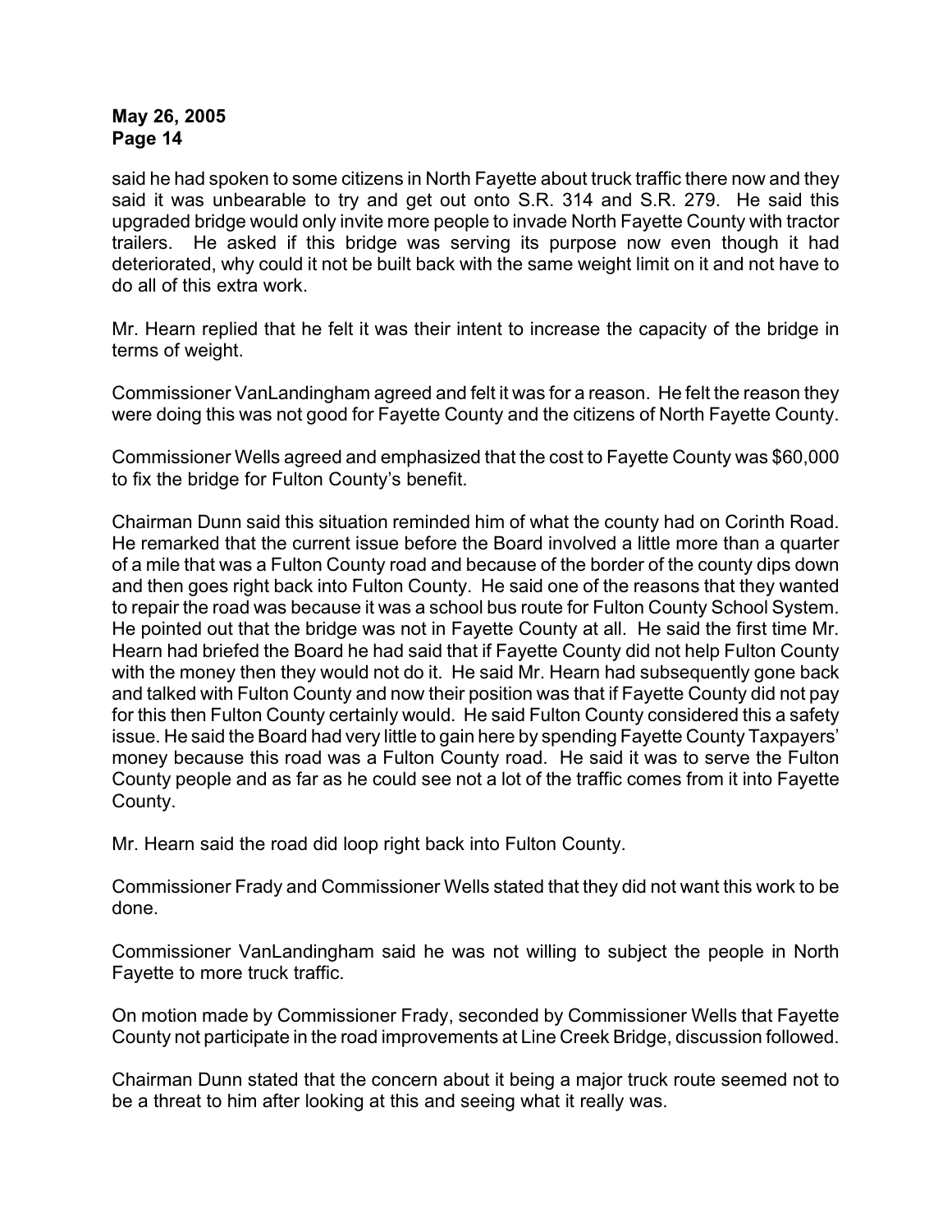said he had spoken to some citizens in North Fayette about truck traffic there now and they said it was unbearable to try and get out onto S.R. 314 and S.R. 279. He said this upgraded bridge would only invite more people to invade North Fayette County with tractor trailers. He asked if this bridge was serving its purpose now even though it had deteriorated, why could it not be built back with the same weight limit on it and not have to do all of this extra work.

Mr. Hearn replied that he felt it was their intent to increase the capacity of the bridge in terms of weight.

Commissioner VanLandingham agreed and felt it was for a reason. He felt the reason they were doing this was not good for Fayette County and the citizens of North Fayette County.

Commissioner Wells agreed and emphasized that the cost to Fayette County was $60,000 to fix the bridge for Fulton County's benefit.

Chairman Dunn said this situation reminded him of what the county had on Corinth Road. He remarked that the current issue before the Board involved a little more than a quarter of a mile that was a Fulton County road and because of the border of the county dips down and then goes right back into Fulton County. He said one of the reasons that they wanted to repair the road was because it was a school bus route for Fulton County School System. He pointed out that the bridge was not in Fayette County at all. He said the first time Mr. Hearn had briefed the Board he had said that if Fayette County did not help Fulton County with the money then they would not do it. He said Mr. Hearn had subsequently gone back and talked with Fulton County and now their position was that if Fayette County did not pay for this then Fulton County certainly would. He said Fulton County considered this a safety issue. He said the Board had very little to gain here by spending Fayette County Taxpayers' money because this road was a Fulton County road. He said it was to serve the Fulton County people and as far as he could see not a lot of the traffic comes from it into Fayette County.

Mr. Hearn said the road did loop right back into Fulton County.

Commissioner Frady and Commissioner Wells stated that they did not want this work to be done.

Commissioner VanLandingham said he was not willing to subject the people in North Fayette to more truck traffic.

On motion made by Commissioner Frady, seconded by Commissioner Wells that Fayette County not participate in the road improvements at Line Creek Bridge, discussion followed.

Chairman Dunn stated that the concern about it being a major truck route seemed not to be a threat to him after looking at this and seeing what it really was.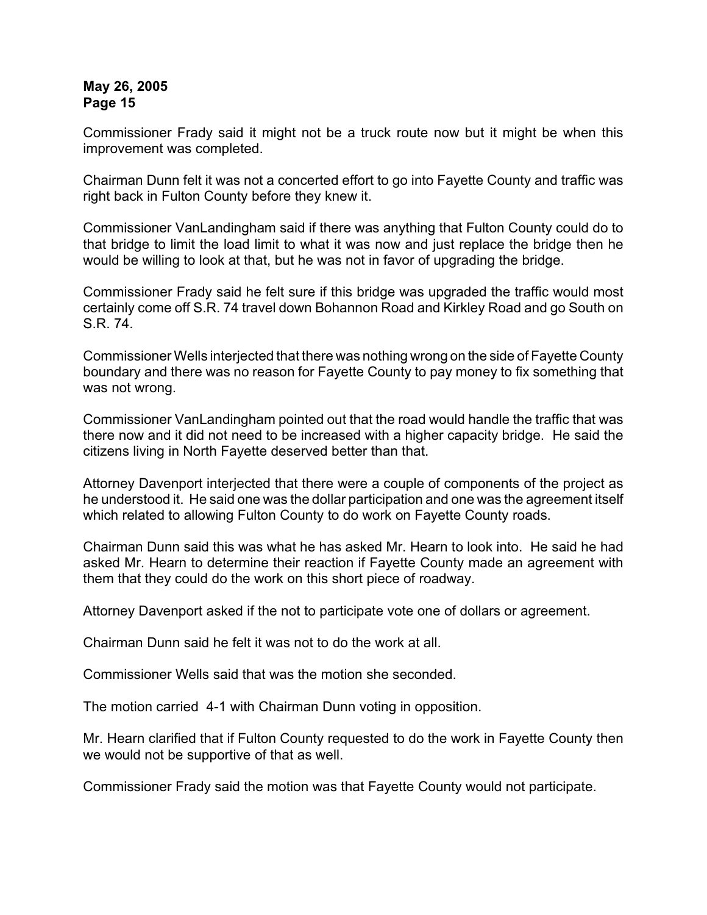Commissioner Frady said it might not be a truck route now but it might be when this improvement was completed.

Chairman Dunn felt it was not a concerted effort to go into Fayette County and traffic was right back in Fulton County before they knew it.

Commissioner VanLandingham said if there was anything that Fulton County could do to that bridge to limit the load limit to what it was now and just replace the bridge then he would be willing to look at that, but he was not in favor of upgrading the bridge.

Commissioner Frady said he felt sure if this bridge was upgraded the traffic would most certainly come off S.R. 74 travel down Bohannon Road and Kirkley Road and go South on S.R. 74.

Commissioner Wells interjected that there was nothing wrong on the side of Fayette County boundary and there was no reason for Fayette County to pay money to fix something that was not wrong.

Commissioner VanLandingham pointed out that the road would handle the traffic that was there now and it did not need to be increased with a higher capacity bridge. He said the citizens living in North Fayette deserved better than that.

Attorney Davenport interjected that there were a couple of components of the project as he understood it. He said one was the dollar participation and one was the agreement itself which related to allowing Fulton County to do work on Fayette County roads.

Chairman Dunn said this was what he has asked Mr. Hearn to look into. He said he had asked Mr. Hearn to determine their reaction if Fayette County made an agreement with them that they could do the work on this short piece of roadway.

Attorney Davenport asked if the not to participate vote one of dollars or agreement.

Chairman Dunn said he felt it was not to do the work at all.

Commissioner Wells said that was the motion she seconded.

The motion carried 4-1 with Chairman Dunn voting in opposition.

Mr. Hearn clarified that if Fulton County requested to do the work in Fayette County then we would not be supportive of that as well.

Commissioner Frady said the motion was that Fayette County would not participate.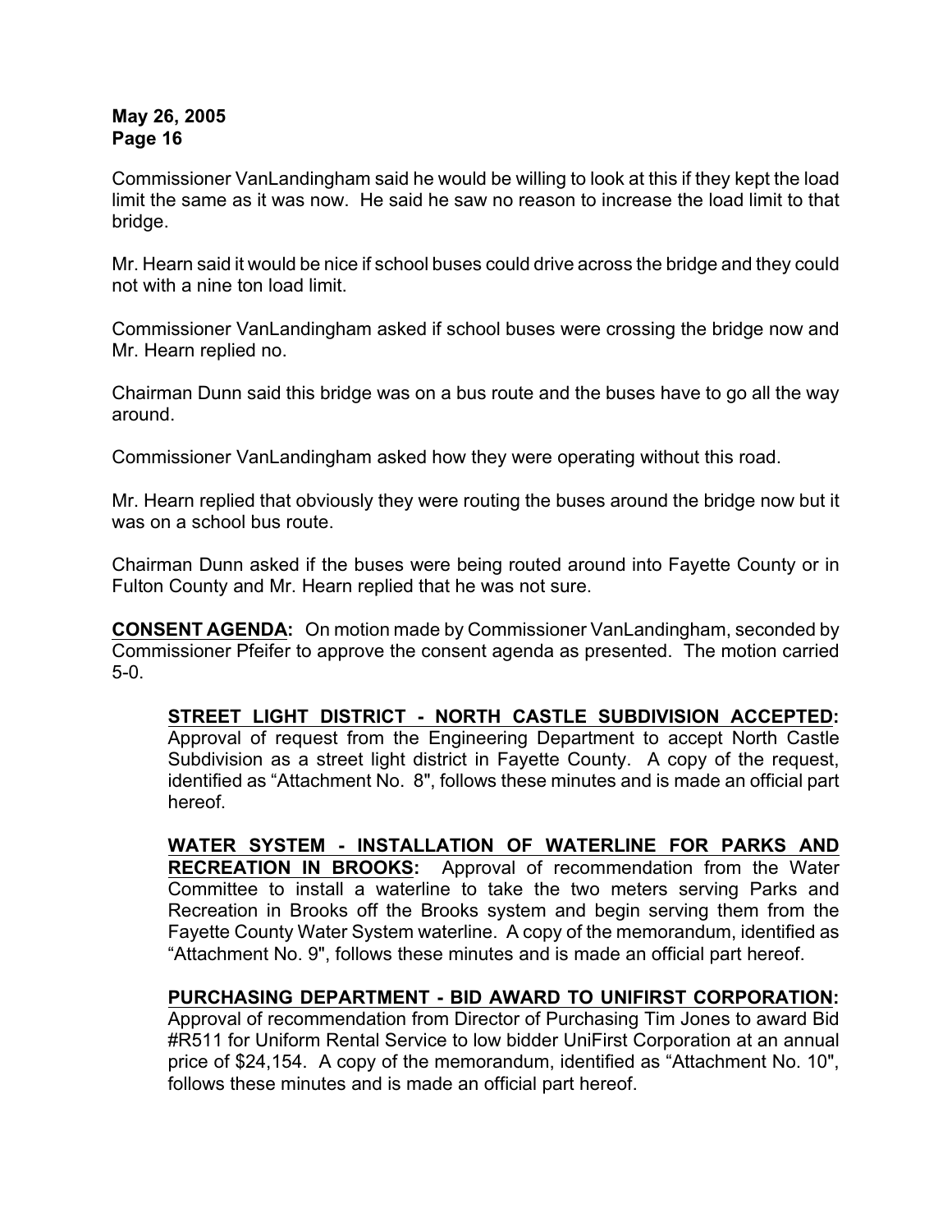Commissioner VanLandingham said he would be willing to look at this if they kept the load limit the same as it was now. He said he saw no reason to increase the load limit to that bridge.

Mr. Hearn said it would be nice if school buses could drive across the bridge and they could not with a nine ton load limit.

Commissioner VanLandingham asked if school buses were crossing the bridge now and Mr. Hearn replied no.

Chairman Dunn said this bridge was on a bus route and the buses have to go all the way around.

Commissioner VanLandingham asked how they were operating without this road.

Mr. Hearn replied that obviously they were routing the buses around the bridge now but it was on a school bus route.

Chairman Dunn asked if the buses were being routed around into Fayette County or in Fulton County and Mr. Hearn replied that he was not sure.

**CONSENT AGENDA:** On motion made by Commissioner VanLandingham, seconded by Commissioner Pfeifer to approve the consent agenda as presented. The motion carried 5-0.

> **STREET LIGHT DISTRICT - NORTH CASTLE SUBDIVISION ACCEPTED:** Approval of request from the Engineering Department to accept North Castle Subdivision as a street light district in Fayette County. A copy of the request, identified as "Attachment No. 8", follows these minutes and is made an official part hereof.
>
> **WATER SYSTEM - INSTALLATION OF WATERLINE FOR PARKS AND RECREATION IN BROOKS:** Approval of recommendation from the Water Committee to install a waterline to take the two meters serving Parks and Recreation in Brooks off the Brooks system and begin serving them from the Fayette County Water System waterline. A copy of the memorandum, identified as "Attachment No. 9", follows these minutes and is made an official part hereof.
>
> **PURCHASING DEPARTMENT - BID AWARD TO UNIFIRST CORPORATION:** Approval of recommendation from Director of Purchasing Tim Jones to award Bid #R511 for Uniform Rental Service to low bidder UniFirst Corporation at an annual price of $24,154. A copy of the memorandum, identified as "Attachment No. 10", follows these minutes and is made an official part hereof.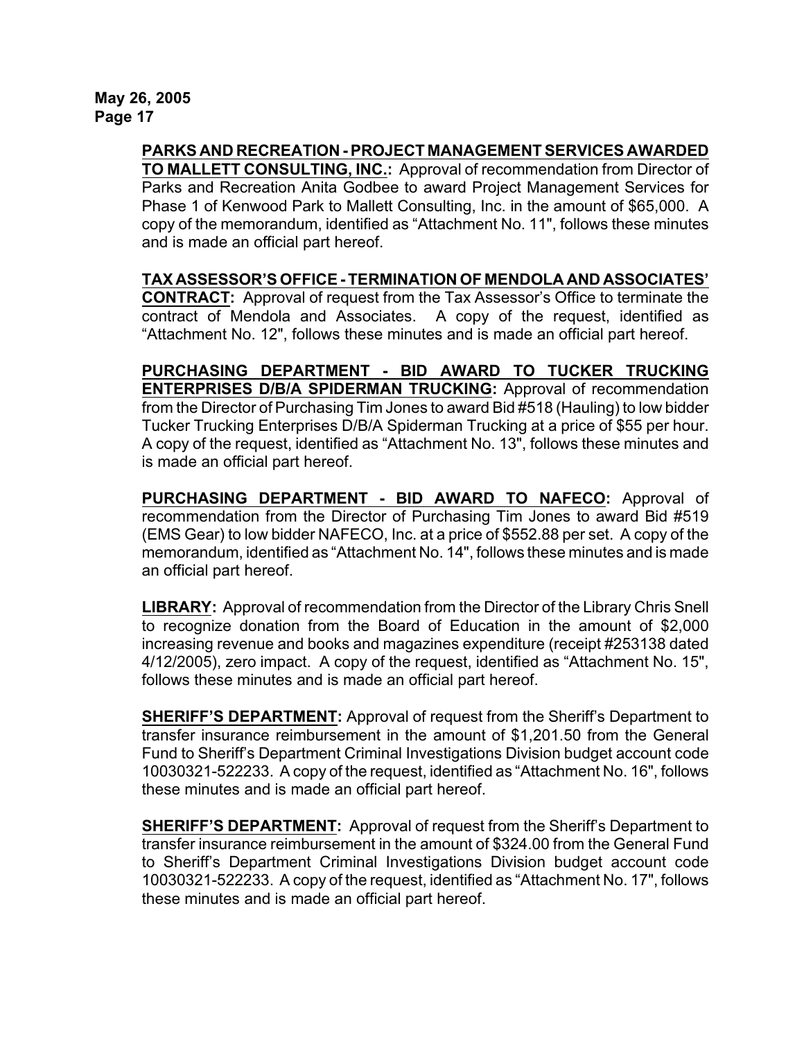**PARKS AND RECREATION - PROJECT MANAGEMENT SERVICES AWARDED TO MALLETT CONSULTING, INC.:** Approval of recommendation from Director of Parks and Recreation Anita Godbee to award Project Management Services for Phase 1 of Kenwood Park to Mallett Consulting, Inc. in the amount of $65,000. A copy of the memorandum, identified as "Attachment No. 11", follows these minutes and is made an official part hereof.

**TAX ASSESSOR'S OFFICE - TERMINATION OF MENDOLA AND ASSOCIATES' CONTRACT:** Approval of request from the Tax Assessor's Office to terminate the contract of Mendola and Associates. A copy of the request, identified as "Attachment No. 12", follows these minutes and is made an official part hereof.

**PURCHASING DEPARTMENT - BID AWARD TO TUCKER TRUCKING ENTERPRISES D/B/A SPIDERMAN TRUCKING:** Approval of recommendation from the Director of Purchasing Tim Jones to award Bid #518 (Hauling) to low bidder Tucker Trucking Enterprises D/B/A Spiderman Trucking at a price of $55 per hour. A copy of the request, identified as "Attachment No. 13", follows these minutes and is made an official part hereof.

**PURCHASING DEPARTMENT - BID AWARD TO NAFECO:** Approval of recommendation from the Director of Purchasing Tim Jones to award Bid #519 (EMS Gear) to low bidder NAFECO, Inc. at a price of $552.88 per set. A copy of the memorandum, identified as "Attachment No. 14", follows these minutes and is made an official part hereof.

**LIBRARY:** Approval of recommendation from the Director of the Library Chris Snell to recognize donation from the Board of Education in the amount of $2,000 increasing revenue and books and magazines expenditure (receipt #253138 dated 4/12/2005), zero impact. A copy of the request, identified as "Attachment No. 15", follows these minutes and is made an official part hereof.

**SHERIFF'S DEPARTMENT:** Approval of request from the Sheriff's Department to transfer insurance reimbursement in the amount of $1,201.50 from the General Fund to Sheriff's Department Criminal Investigations Division budget account code 10030321-522233. A copy of the request, identified as "Attachment No. 16", follows these minutes and is made an official part hereof.

**SHERIFF'S DEPARTMENT:** Approval of request from the Sheriff's Department to transfer insurance reimbursement in the amount of $324.00 from the General Fund to Sheriff's Department Criminal Investigations Division budget account code 10030321-522233. A copy of the request, identified as "Attachment No. 17", follows these minutes and is made an official part hereof.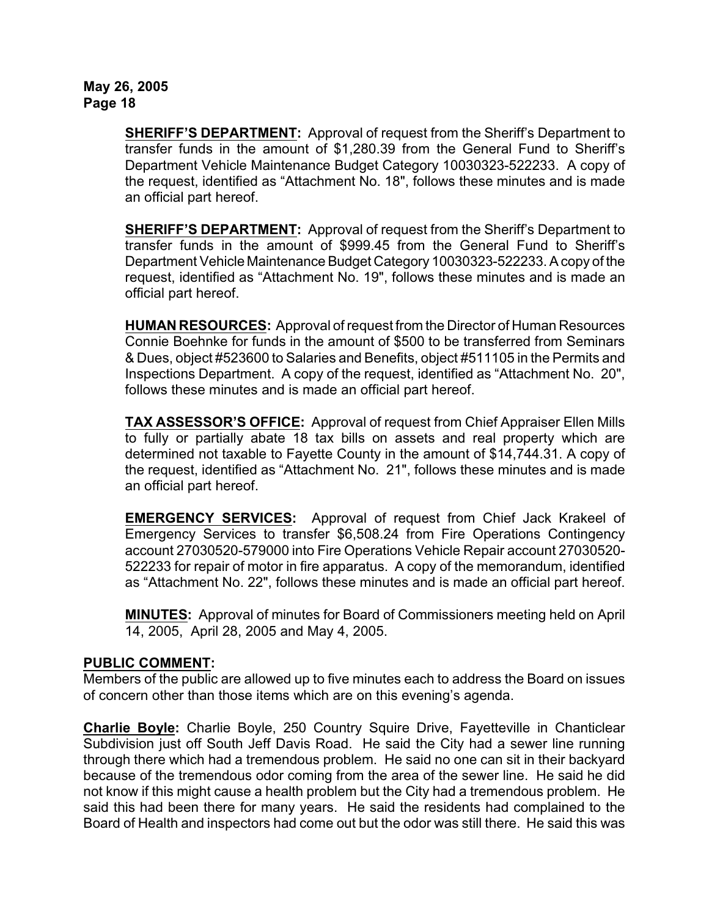**SHERIFF'S DEPARTMENT:** Approval of request from the Sheriff's Department to transfer funds in the amount of $1,280.39 from the General Fund to Sheriff's Department Vehicle Maintenance Budget Category 10030323-522233. A copy of the request, identified as "Attachment No. 18", follows these minutes and is made an official part hereof.

**SHERIFF'S DEPARTMENT:** Approval of request from the Sheriff's Department to transfer funds in the amount of $999.45 from the General Fund to Sheriff's Department Vehicle Maintenance Budget Category 10030323-522233. A copy of the request, identified as "Attachment No. 19", follows these minutes and is made an official part hereof.

**HUMAN RESOURCES:** Approval of request from the Director of Human Resources Connie Boehnke for funds in the amount of $500 to be transferred from Seminars & Dues, object #523600 to Salaries and Benefits, object #511105 in the Permits and Inspections Department. A copy of the request, identified as "Attachment No. 20", follows these minutes and is made an official part hereof.

**TAX ASSESSOR'S OFFICE:** Approval of request from Chief Appraiser Ellen Mills to fully or partially abate 18 tax bills on assets and real property which are determined not taxable to Fayette County in the amount of $14,744.31. A copy of the request, identified as "Attachment No. 21", follows these minutes and is made an official part hereof.

**EMERGENCY SERVICES:** Approval of request from Chief Jack Krakeel of Emergency Services to transfer $6,508.24 from Fire Operations Contingency account 27030520-579000 into Fire Operations Vehicle Repair account 27030520-522233 for repair of motor in fire apparatus. A copy of the memorandum, identified as "Attachment No. 22", follows these minutes and is made an official part hereof.

**MINUTES:** Approval of minutes for Board of Commissioners meeting held on April 14, 2005, April 28, 2005 and May 4, 2005.

**PUBLIC COMMENT:**

Members of the public are allowed up to five minutes each to address the Board on issues of concern other than those items which are on this evening's agenda.

**Charlie Boyle:** Charlie Boyle, 250 Country Squire Drive, Fayetteville in Chanticlear Subdivision just off South Jeff Davis Road. He said the City had a sewer line running through there which had a tremendous problem. He said no one can sit in their backyard because of the tremendous odor coming from the area of the sewer line. He said he did not know if this might cause a health problem but the City had a tremendous problem. He said this had been there for many years. He said the residents had complained to the Board of Health and inspectors had come out but the odor was still there. He said this was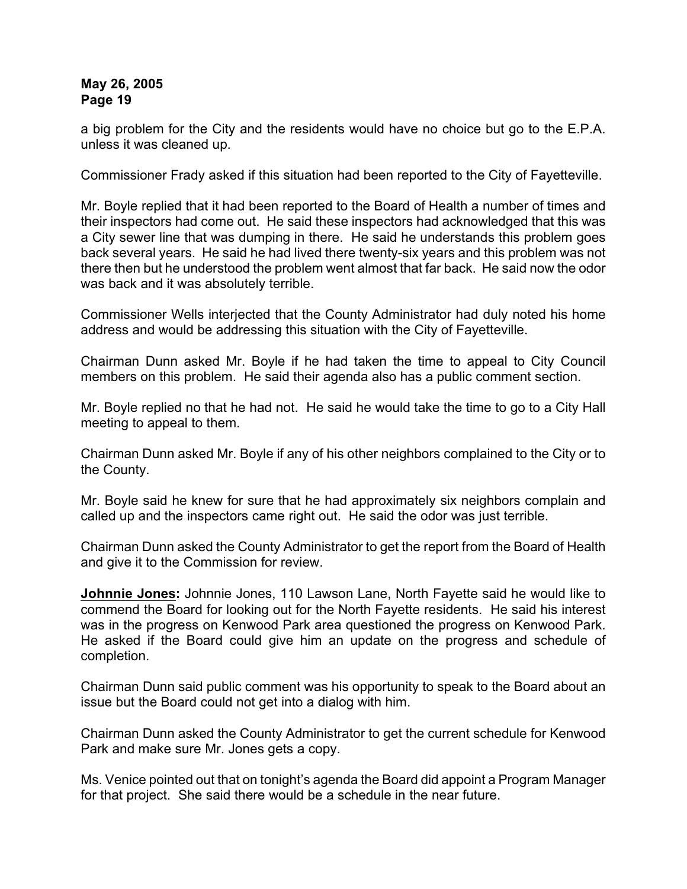a big problem for the City and the residents would have no choice but go to the E.P.A. unless it was cleaned up.

Commissioner Frady asked if this situation had been reported to the City of Fayetteville.

Mr. Boyle replied that it had been reported to the Board of Health a number of times and their inspectors had come out. He said these inspectors had acknowledged that this was a City sewer line that was dumping in there. He said he understands this problem goes back several years. He said he had lived there twenty-six years and this problem was not there then but he understood the problem went almost that far back. He said now the odor was back and it was absolutely terrible.

Commissioner Wells interjected that the County Administrator had duly noted his home address and would be addressing this situation with the City of Fayetteville.

Chairman Dunn asked Mr. Boyle if he had taken the time to appeal to City Council members on this problem. He said their agenda also has a public comment section.

Mr. Boyle replied no that he had not. He said he would take the time to go to a City Hall meeting to appeal to them.

Chairman Dunn asked Mr. Boyle if any of his other neighbors complained to the City or to the County.

Mr. Boyle said he knew for sure that he had approximately six neighbors complain and called up and the inspectors came right out. He said the odor was just terrible.

Chairman Dunn asked the County Administrator to get the report from the Board of Health and give it to the Commission for review.

**Johnnie Jones:** Johnnie Jones, 110 Lawson Lane, North Fayette said he would like to commend the Board for looking out for the North Fayette residents. He said his interest was in the progress on Kenwood Park area questioned the progress on Kenwood Park. He asked if the Board could give him an update on the progress and schedule of completion.

Chairman Dunn said public comment was his opportunity to speak to the Board about an issue but the Board could not get into a dialog with him.

Chairman Dunn asked the County Administrator to get the current schedule for Kenwood Park and make sure Mr. Jones gets a copy.

Ms. Venice pointed out that on tonight's agenda the Board did appoint a Program Manager for that project. She said there would be a schedule in the near future.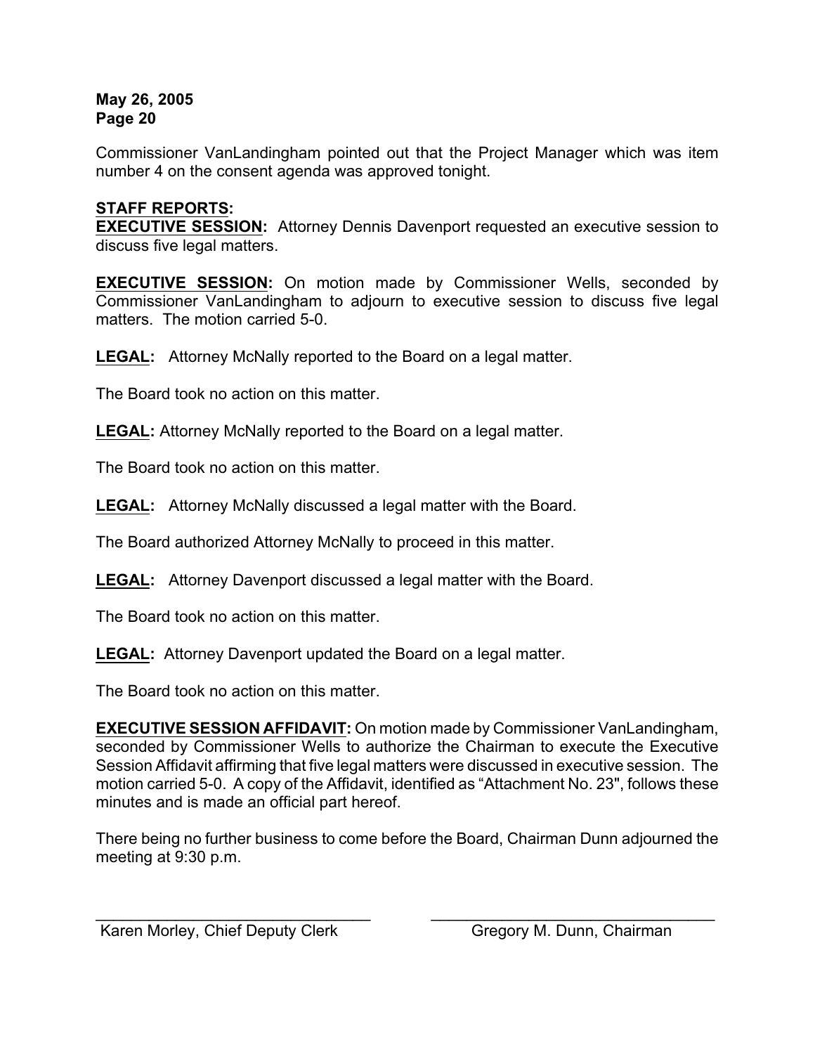Commissioner VanLandingham pointed out that the Project Manager which was item number 4 on the consent agenda was approved tonight.

**STAFF REPORTS:**

**EXECUTIVE SESSION:** Attorney Dennis Davenport requested an executive session to discuss five legal matters.

**EXECUTIVE SESSION:** On motion made by Commissioner Wells, seconded by Commissioner VanLandingham to adjourn to executive session to discuss five legal matters. The motion carried 5-0.

**LEGAL:** Attorney McNally reported to the Board on a legal matter.

The Board took no action on this matter.

**LEGAL:** Attorney McNally reported to the Board on a legal matter.

The Board took no action on this matter.

**LEGAL:** Attorney McNally discussed a legal matter with the Board.

The Board authorized Attorney McNally to proceed in this matter.

**LEGAL:** Attorney Davenport discussed a legal matter with the Board.

The Board took no action on this matter.

**LEGAL:** Attorney Davenport updated the Board on a legal matter.

The Board took no action on this matter.

**EXECUTIVE SESSION AFFIDAVIT:** On motion made by Commissioner VanLandingham, seconded by Commissioner Wells to authorize the Chairman to execute the Executive Session Affidavit affirming that five legal matters were discussed in executive session. The motion carried 5-0. A copy of the Affidavit, identified as "Attachment No. 23", follows these minutes and is made an official part hereof.

There being no further business to come before the Board, Chairman Dunn adjourned the meeting at 9:30 p.m.

\_\_\_\_\_\_\_\_\_\_\_\_\_\_\_\_\_\_\_\_\_\_\_\_\_\_\_\_\_\_\_\_ &nbsp;&nbsp;&nbsp;&nbsp; \_\_\_\_\_\_\_\_\_\_\_\_\_\_\_\_\_\_\_\_\_\_\_\_\_\_\_\_\_\_\_\_

Karen Morley, Chief Deputy Clerk &nbsp;&nbsp;&nbsp;&nbsp; Gregory M. Dunn, Chairman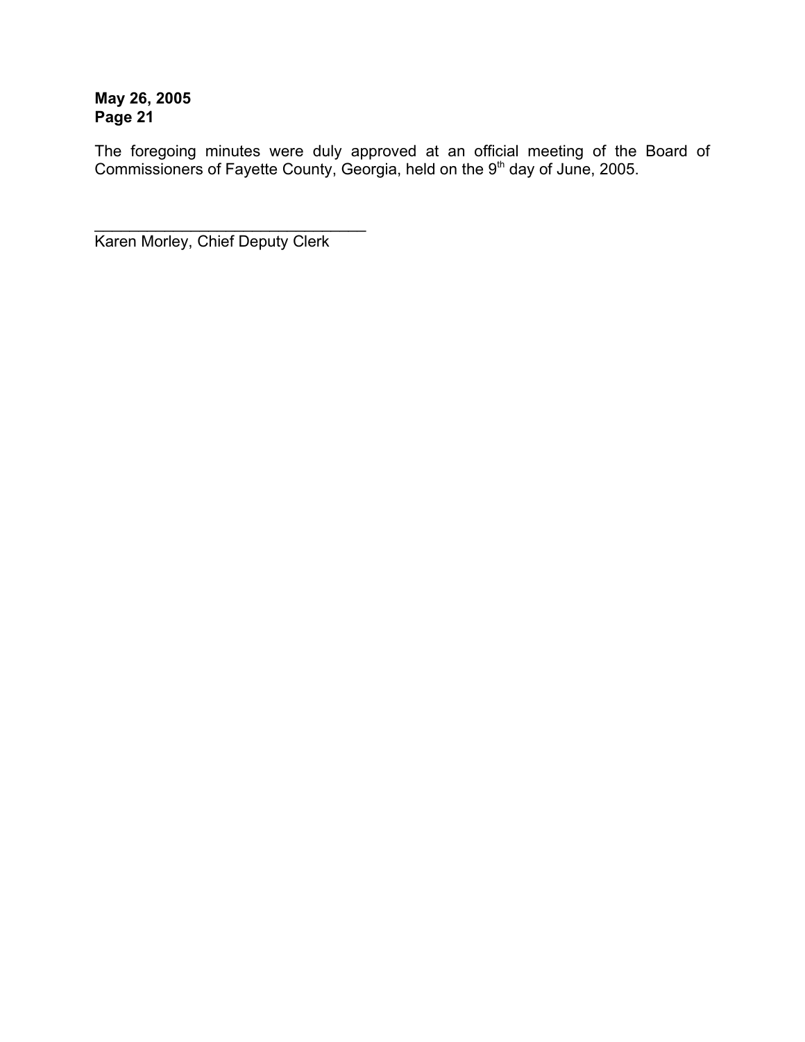The foregoing minutes were duly approved at an official meeting of the Board of Commissioners of Fayette County, Georgia, held on the 9th day of June, 2005.

\_\_\_\_\_\_\_\_\_\_\_\_\_\_\_\_\_\_\_\_\_\_\_\_\_\_\_\_\_\_\_\_

Karen Morley, Chief Deputy Clerk